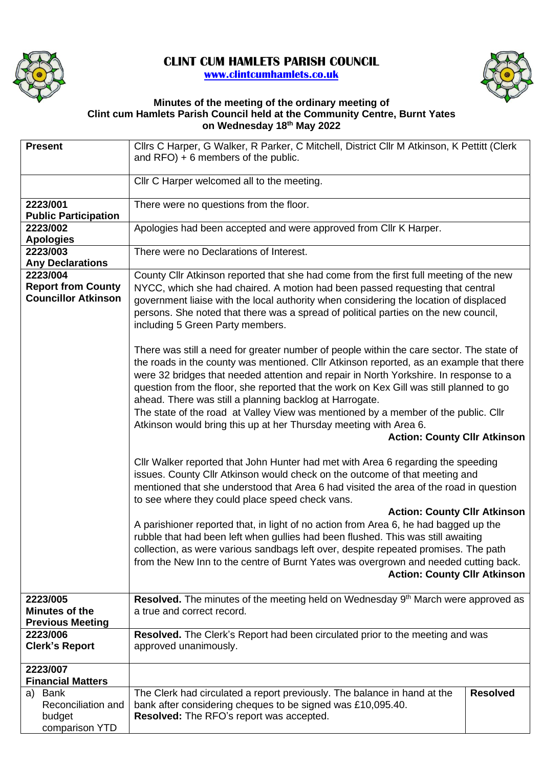# CLINT CUM HAMLETS PARISH COUNCIL

**www.clintcumhamlets.co.uk**

### Minutes of the meeting of the ordinary meeting of Clint cum Hamlets Parish Council held at the Community Centre, Burnt Yates on Wednesday 18th May 2022

| | | |
|---|---|---|
| **Present** | Cllrs C Harper, G Walker, R Parker, C Mitchell, District Cllr M Atkinson, K Pettitt (Clerk and RFO) + 6 members of the public. | |
| | Cllr C Harper welcomed all to the meeting. | |
| **2223/001 Public Participation** | There were no questions from the floor. | |
| **2223/002 Apologies** | Apologies had been accepted and were approved from Cllr K Harper. | |
| **2223/003 Any Declarations** | There were no Declarations of Interest. | |
| **2223/004 Report from County Councillor Atkinson** | County Cllr Atkinson reported that she had come from the first full meeting of the new NYCC, which she had chaired. A motion had been passed requesting that central government liaise with the local authority when considering the location of displaced persons. She noted that there was a spread of political parties on the new council, including 5 Green Party members.<br><br>There was still a need for greater number of people within the care sector. The state of the roads in the county was mentioned. Cllr Atkinson reported, as an example that there were 32 bridges that needed attention and repair in North Yorkshire. In response to a question from the floor, she reported that the work on Kex Gill was still planned to go ahead. There was still a planning backlog at Harrogate.<br>The state of the road at Valley View was mentioned by a member of the public. Cllr Atkinson would bring this up at her Thursday meeting with Area 6.<br>**Action: County Cllr Atkinson**<br><br>Cllr Walker reported that John Hunter had met with Area 6 regarding the speeding issues. County Cllr Atkinson would check on the outcome of that meeting and mentioned that she understood that Area 6 had visited the area of the road in question to see where they could place speed check vans.<br>**Action: County Cllr Atkinson**<br>A parishioner reported that, in light of no action from Area 6, he had bagged up the rubble that had been left when gullies had been flushed. This was still awaiting collection, as were various sandbags left over, despite repeated promises. The path from the New Inn to the centre of Burnt Yates was overgrown and needed cutting back.<br>**Action: County Cllr Atkinson** | |
| **2223/005 Minutes of the Previous Meeting** | **Resolved.** The minutes of the meeting held on Wednesday 9th March were approved as a true and correct record. | |
| **2223/006 Clerk's Report** | **Resolved.** The Clerk's Report had been circulated prior to the meeting and was approved unanimously. | |
| **2223/007 Financial Matters** | | |
| a) Bank Reconciliation and budget comparison YTD | The Clerk had circulated a report previously. The balance in hand at the bank after considering cheques to be signed was £10,095.40.<br>**Resolved:** The RFO's report was accepted. | **Resolved** |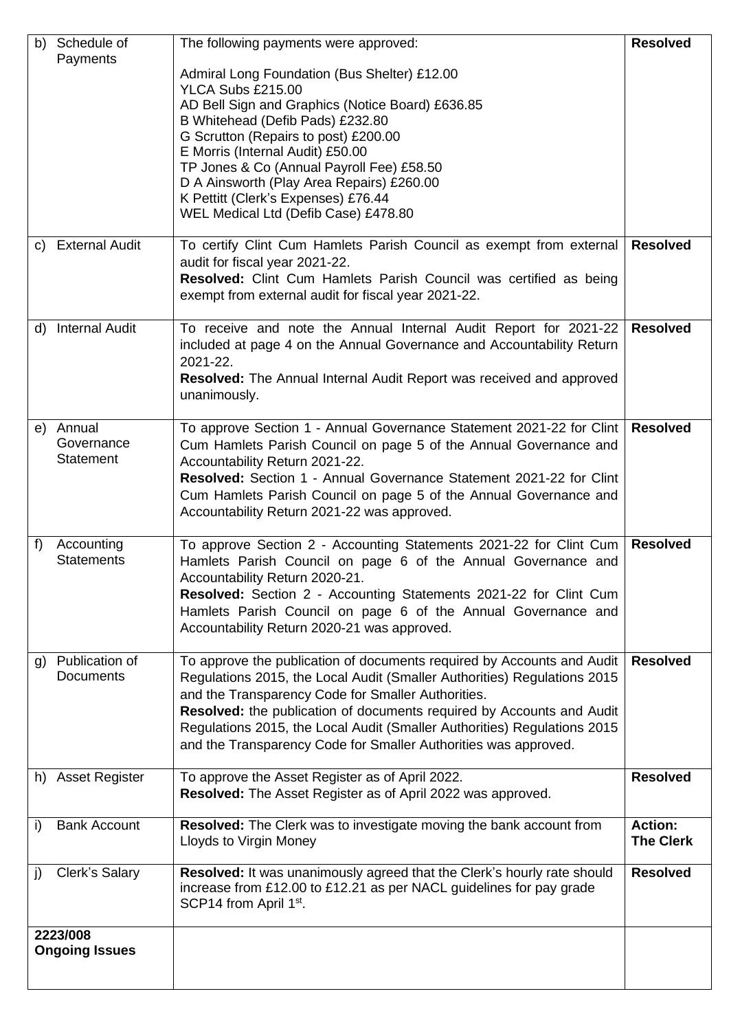| | | |
|---|---|---|
| b) Schedule of Payments | The following payments were approved:<br><br>Admiral Long Foundation (Bus Shelter) £12.00<br>YLCA Subs £215.00<br>AD Bell Sign and Graphics (Notice Board) £636.85<br>B Whitehead (Defib Pads) £232.80<br>G Scrutton (Repairs to post) £200.00<br>E Morris (Internal Audit) £50.00<br>TP Jones & Co (Annual Payroll Fee) £58.50<br>D A Ainsworth (Play Area Repairs) £260.00<br>K Pettitt (Clerk's Expenses) £76.44<br>WEL Medical Ltd (Defib Case) £478.80 | **Resolved** |
| c) External Audit | To certify Clint Cum Hamlets Parish Council as exempt from external audit for fiscal year 2021-22.<br>**Resolved:** Clint Cum Hamlets Parish Council was certified as being exempt from external audit for fiscal year 2021-22. | **Resolved** |
| d) Internal Audit | To receive and note the Annual Internal Audit Report for 2021-22 included at page 4 on the Annual Governance and Accountability Return 2021-22.<br>**Resolved:** The Annual Internal Audit Report was received and approved unanimously. | **Resolved** |
| e) Annual Governance Statement | To approve Section 1 - Annual Governance Statement 2021-22 for Clint Cum Hamlets Parish Council on page 5 of the Annual Governance and Accountability Return 2021-22.<br>**Resolved:** Section 1 - Annual Governance Statement 2021-22 for Clint Cum Hamlets Parish Council on page 5 of the Annual Governance and Accountability Return 2021-22 was approved. | **Resolved** |
| f) Accounting Statements | To approve Section 2 - Accounting Statements 2021-22 for Clint Cum Hamlets Parish Council on page 6 of the Annual Governance and Accountability Return 2020-21.<br>**Resolved:** Section 2 - Accounting Statements 2021-22 for Clint Cum Hamlets Parish Council on page 6 of the Annual Governance and Accountability Return 2020-21 was approved. | **Resolved** |
| g) Publication of Documents | To approve the publication of documents required by Accounts and Audit Regulations 2015, the Local Audit (Smaller Authorities) Regulations 2015 and the Transparency Code for Smaller Authorities.<br>**Resolved:** the publication of documents required by Accounts and Audit Regulations 2015, the Local Audit (Smaller Authorities) Regulations 2015 and the Transparency Code for Smaller Authorities was approved. | **Resolved** |
| h) Asset Register | To approve the Asset Register as of April 2022.<br>**Resolved:** The Asset Register as of April 2022 was approved. | **Resolved** |
| i) Bank Account | **Resolved:** The Clerk was to investigate moving the bank account from Lloyds to Virgin Money | **Action: The Clerk** |
| j) Clerk's Salary | **Resolved:** It was unanimously agreed that the Clerk's hourly rate should increase from £12.00 to £12.21 as per NACL guidelines for pay grade SCP14 from April 1st. | **Resolved** |
| **2223/008 Ongoing Issues** | | |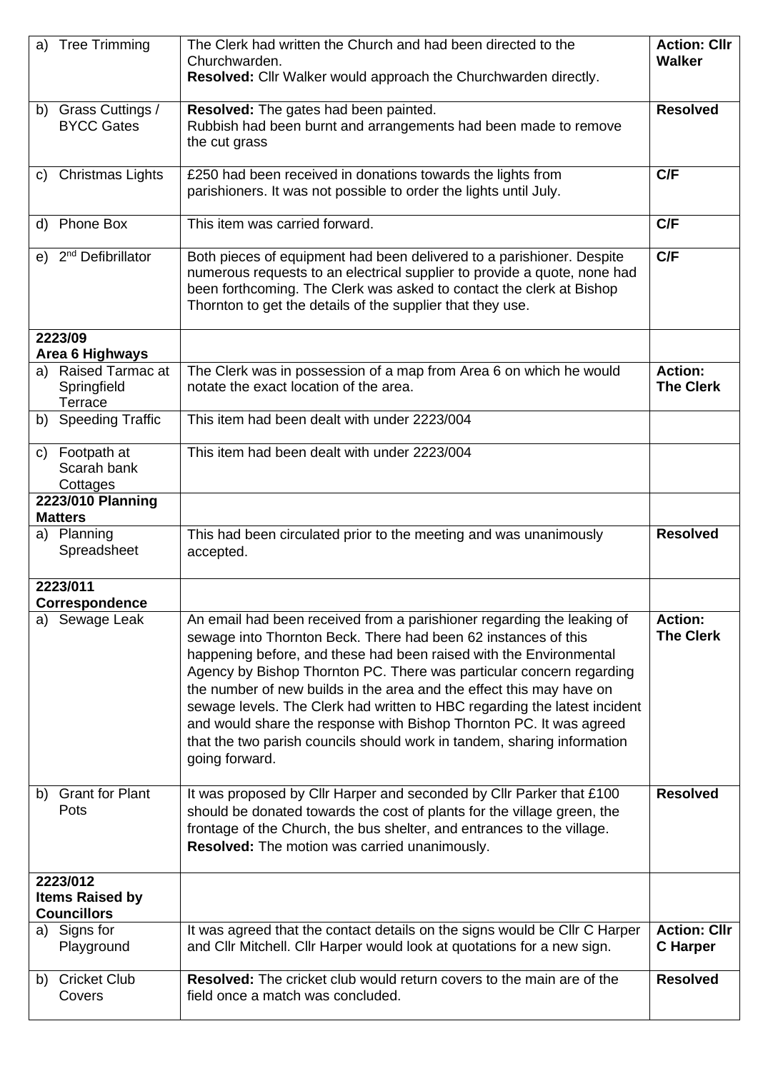| | | |
|---|---|---|
| a) Tree Trimming | The Clerk had written the Church and had been directed to the Churchwarden.<br>**Resolved:** Cllr Walker would approach the Churchwarden directly. | **Action: Cllr Walker** |
| b) Grass Cuttings / BYCC Gates | **Resolved:** The gates had been painted.<br>Rubbish had been burnt and arrangements had been made to remove the cut grass | **Resolved** |
| c) Christmas Lights | £250 had been received in donations towards the lights from parishioners. It was not possible to order the lights until July. | **C/F** |
| d) Phone Box | This item was carried forward. | **C/F** |
| e) 2nd Defibrillator | Both pieces of equipment had been delivered to a parishioner. Despite numerous requests to an electrical supplier to provide a quote, none had been forthcoming. The Clerk was asked to contact the clerk at Bishop Thornton to get the details of the supplier that they use. | **C/F** |
| **2223/09 Area 6 Highways** | | |
| a) Raised Tarmac at Springfield Terrace | The Clerk was in possession of a map from Area 6 on which he would notate the exact location of the area. | **Action: The Clerk** |
| b) Speeding Traffic | This item had been dealt with under 2223/004 | |
| c) Footpath at Scarah bank Cottages | This item had been dealt with under 2223/004 | |
| **2223/010 Planning Matters** | | |
| a) Planning Spreadsheet | This had been circulated prior to the meeting and was unanimously accepted. | **Resolved** |
| **2223/011 Correspondence** | | |
| a) Sewage Leak | An email had been received from a parishioner regarding the leaking of sewage into Thornton Beck. There had been 62 instances of this happening before, and these had been raised with the Environmental Agency by Bishop Thornton PC. There was particular concern regarding the number of new builds in the area and the effect this may have on sewage levels. The Clerk had written to HBC regarding the latest incident and would share the response with Bishop Thornton PC. It was agreed that the two parish councils should work in tandem, sharing information going forward. | **Action: The Clerk** |
| b) Grant for Plant Pots | It was proposed by Cllr Harper and seconded by Cllr Parker that £100 should be donated towards the cost of plants for the village green, the frontage of the Church, the bus shelter, and entrances to the village.<br>**Resolved:** The motion was carried unanimously. | **Resolved** |
| **2223/012 Items Raised by Councillors** | | |
| a) Signs for Playground | It was agreed that the contact details on the signs would be Cllr C Harper and Cllr Mitchell. Cllr Harper would look at quotations for a new sign. | **Action: Cllr C Harper** |
| b) Cricket Club Covers | **Resolved:** The cricket club would return covers to the main are of the field once a match was concluded. | **Resolved** |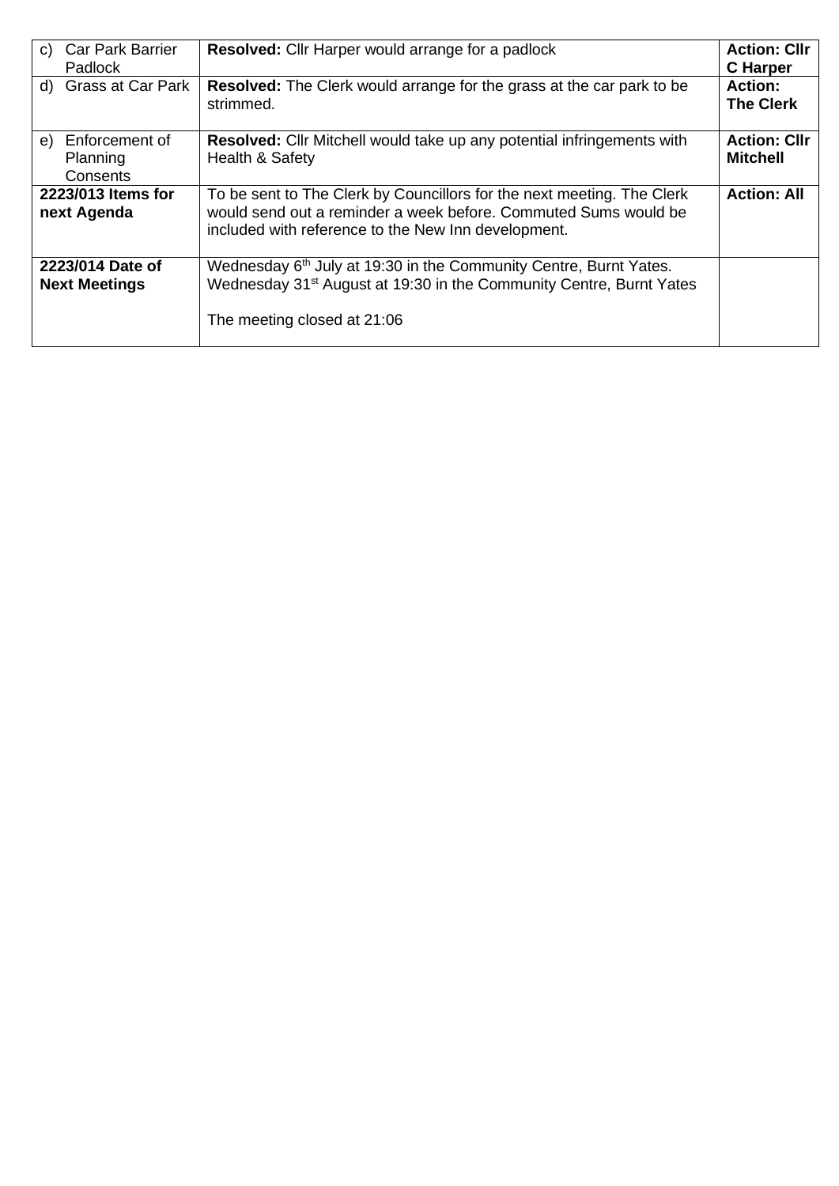| | | |
|---|---|---|
| c) Car Park Barrier Padlock | **Resolved:** Cllr Harper would arrange for a padlock | **Action: Cllr C Harper** |
| d) Grass at Car Park | **Resolved:** The Clerk would arrange for the grass at the car park to be strimmed. | **Action: The Clerk** |
| e) Enforcement of Planning Consents | **Resolved:** Cllr Mitchell would take up any potential infringements with Health & Safety | **Action: Cllr Mitchell** |
| **2223/013 Items for next Agenda** | To be sent to The Clerk by Councillors for the next meeting. The Clerk would send out a reminder a week before. Commuted Sums would be included with reference to the New Inn development. | **Action: All** |
| **2223/014 Date of Next Meetings** | Wednesday 6th July at 19:30 in the Community Centre, Burnt Yates.<br>Wednesday 31st August at 19:30 in the Community Centre, Burnt Yates<br><br>The meeting closed at 21:06 | |